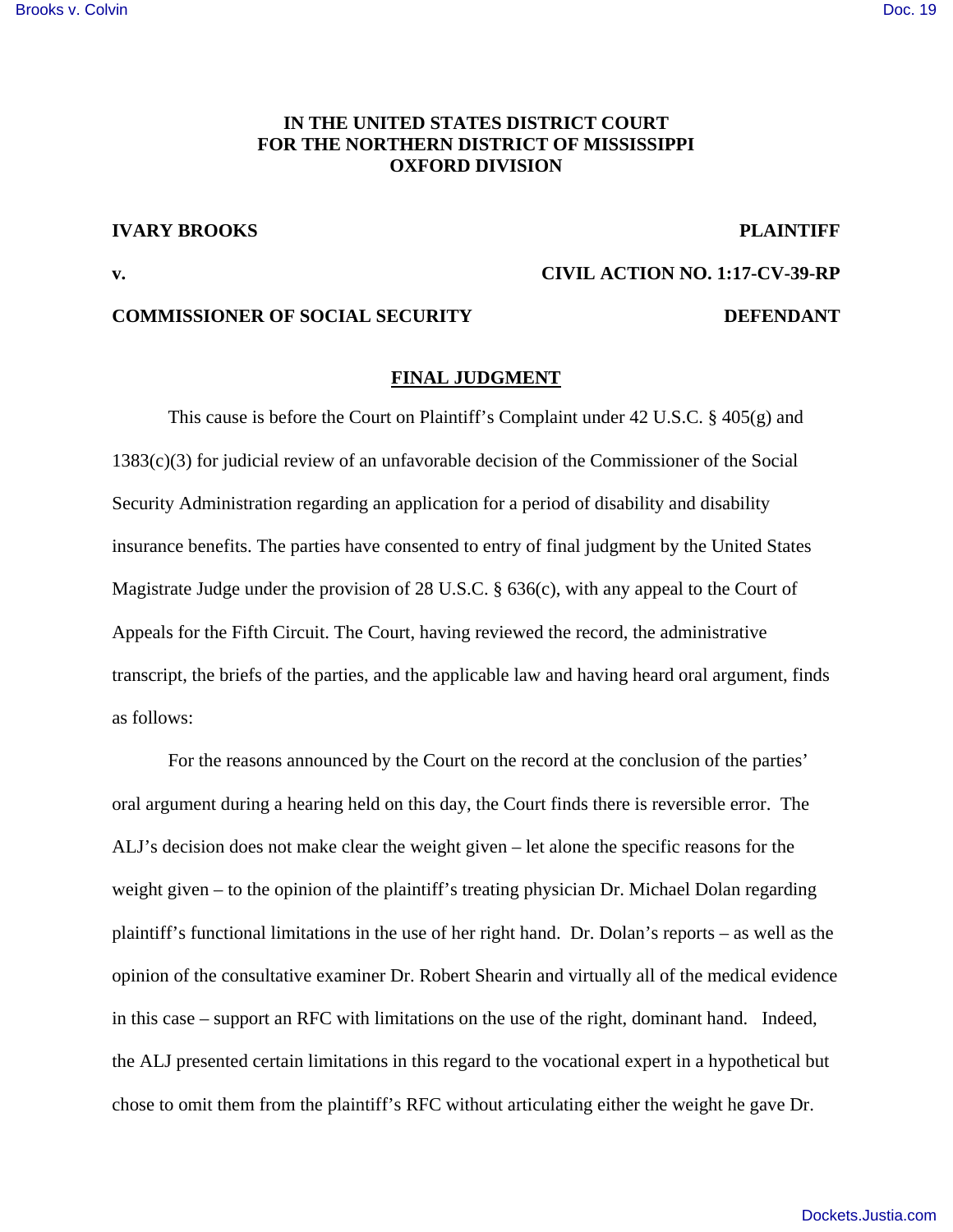**IN THE UNITED STATES DISTRICT COURT**
**FOR THE NORTHERN DISTRICT OF MISSISSIPPI**
**OXFORD DIVISION**

**IVARY BROOKS** **PLAINTIFF**

**v.** **CIVIL ACTION NO. 1:17-CV-39-RP**

**COMMISSIONER OF SOCIAL SECURITY** **DEFENDANT**

**FINAL JUDGMENT**

This cause is before the Court on Plaintiff's Complaint under 42 U.S.C. § 405(g) and 1383(c)(3) for judicial review of an unfavorable decision of the Commissioner of the Social Security Administration regarding an application for a period of disability and disability insurance benefits. The parties have consented to entry of final judgment by the United States Magistrate Judge under the provision of 28 U.S.C. § 636(c), with any appeal to the Court of Appeals for the Fifth Circuit. The Court, having reviewed the record, the administrative transcript, the briefs of the parties, and the applicable law and having heard oral argument, finds as follows:

For the reasons announced by the Court on the record at the conclusion of the parties' oral argument during a hearing held on this day, the Court finds there is reversible error. The ALJ's decision does not make clear the weight given – let alone the specific reasons for the weight given – to the opinion of the plaintiff's treating physician Dr. Michael Dolan regarding plaintiff's functional limitations in the use of her right hand. Dr. Dolan's reports – as well as the opinion of the consultative examiner Dr. Robert Shearin and virtually all of the medical evidence in this case – support an RFC with limitations on the use of the right, dominant hand. Indeed, the ALJ presented certain limitations in this regard to the vocational expert in a hypothetical but chose to omit them from the plaintiff's RFC without articulating either the weight he gave Dr.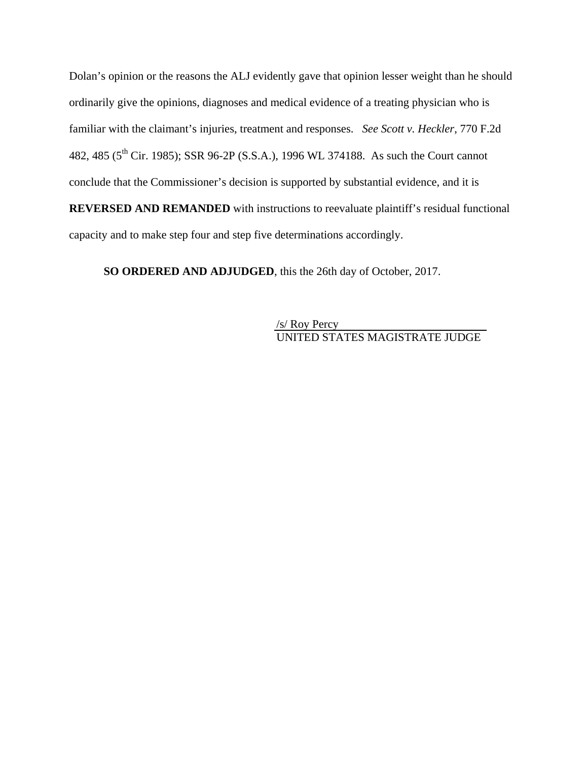Dolan's opinion or the reasons the ALJ evidently gave that opinion lesser weight than he should ordinarily give the opinions, diagnoses and medical evidence of a treating physician who is familiar with the claimant's injuries, treatment and responses. *See Scott v. Heckler*, 770 F.2d 482, 485 (5th Cir. 1985); SSR 96-2P (S.S.A.), 1996 WL 374188. As such the Court cannot conclude that the Commissioner's decision is supported by substantial evidence, and it is **REVERSED AND REMANDED** with instructions to reevaluate plaintiff's residual functional capacity and to make step four and step five determinations accordingly.

**SO ORDERED AND ADJUDGED**, this the 26th day of October, 2017.

/s/ Roy Percy
UNITED STATES MAGISTRATE JUDGE